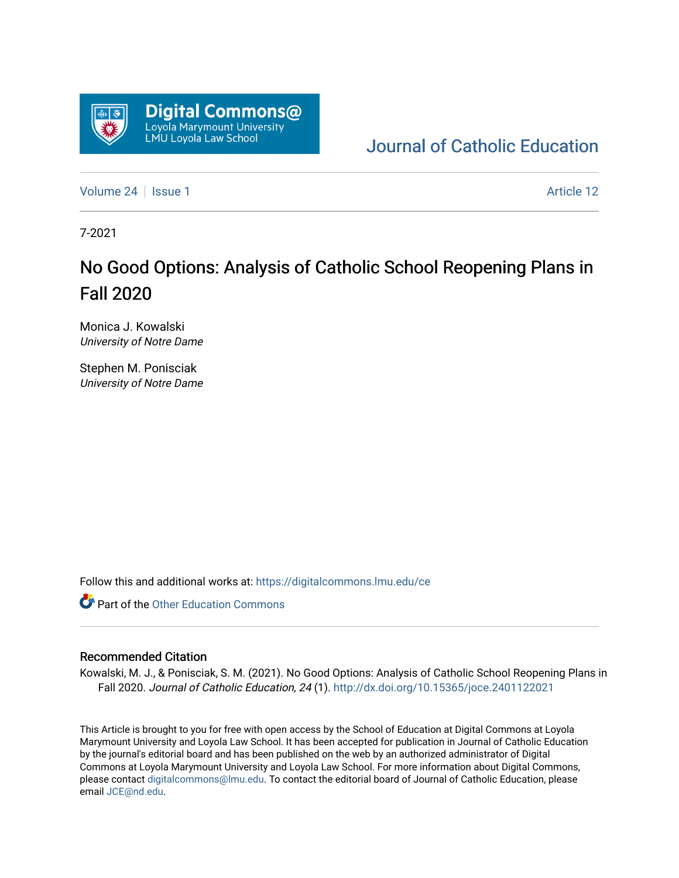Digital Commons@ Loyola Marymount University LMU Loyola Law School

Journal of Catholic Education

Volume 24 | Issue 1 Article 12

7-2021

# No Good Options: Analysis of Catholic School Reopening Plans in Fall 2020

Monica J. Kowalski
*University of Notre Dame*

Stephen M. Ponisciak
*University of Notre Dame*

Follow this and additional works at: https://digitalcommons.lmu.edu/ce

Part of the Other Education Commons

## Recommended Citation

Kowalski, M. J., & Ponisciak, S. M. (2021). No Good Options: Analysis of Catholic School Reopening Plans in Fall 2020. *Journal of Catholic Education, 24* (1). http://dx.doi.org/10.15365/joce.2401122021

This Article is brought to you for free with open access by the School of Education at Digital Commons at Loyola Marymount University and Loyola Law School. It has been accepted for publication in Journal of Catholic Education by the journal's editorial board and has been published on the web by an authorized administrator of Digital Commons at Loyola Marymount University and Loyola Law School. For more information about Digital Commons, please contact digitalcommons@lmu.edu. To contact the editorial board of Journal of Catholic Education, please email JCE@nd.edu.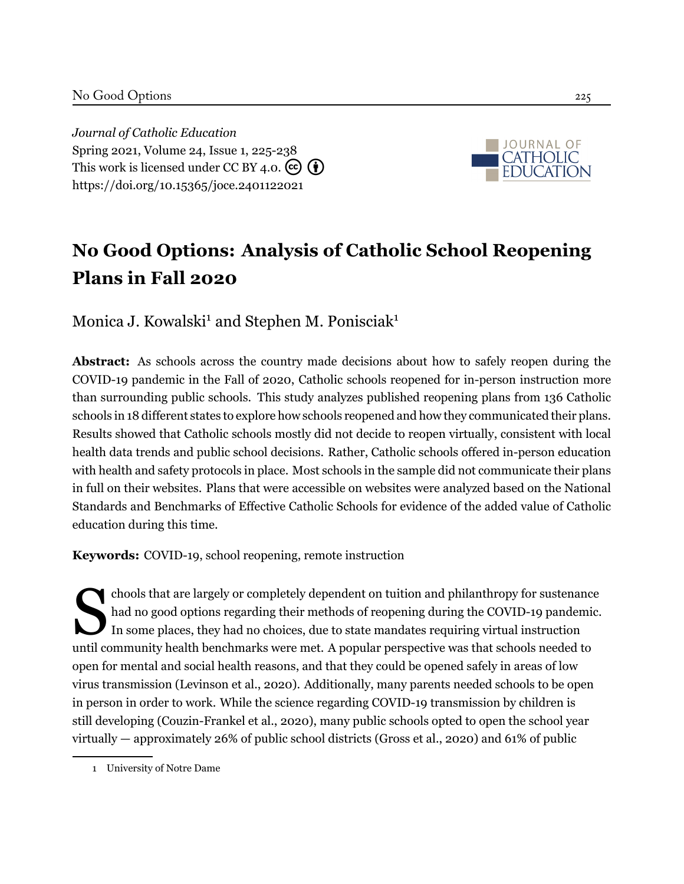*Journal of Catholic Education*
Spring 2021, Volume 24, Issue 1, 225-238
This work is licensed under CC BY 4.0.
https://doi.org/10.15365/joce.2401122021

# No Good Options: Analysis of Catholic School Reopening Plans in Fall 2020

Monica J. Kowalski[1] and Stephen M. Ponisciak[1]

**Abstract:** As schools across the country made decisions about how to safely reopen during the COVID-19 pandemic in the Fall of 2020, Catholic schools reopened for in-person instruction more than surrounding public schools. This study analyzes published reopening plans from 136 Catholic schools in 18 different states to explore how schools reopened and how they communicated their plans. Results showed that Catholic schools mostly did not decide to reopen virtually, consistent with local health data trends and public school decisions. Rather, Catholic schools offered in-person education with health and safety protocols in place. Most schools in the sample did not communicate their plans in full on their websites. Plans that were accessible on websites were analyzed based on the National Standards and Benchmarks of Effective Catholic Schools for evidence of the added value of Catholic education during this time.

**Keywords:** COVID-19, school reopening, remote instruction

Schools that are largely or completely dependent on tuition and philanthropy for sustenance had no good options regarding their methods of reopening during the COVID-19 pandemic. In some places, they had no choices, due to state mandates requiring virtual instruction until community health benchmarks were met. A popular perspective was that schools needed to open for mental and social health reasons, and that they could be opened safely in areas of low virus transmission (Levinson et al., 2020). Additionally, many parents needed schools to be open in person in order to work. While the science regarding COVID-19 transmission by children is still developing (Couzin-Frankel et al., 2020), many public schools opted to open the school year virtually — approximately 26% of public school districts (Gross et al., 2020) and 61% of public

[1] University of Notre Dame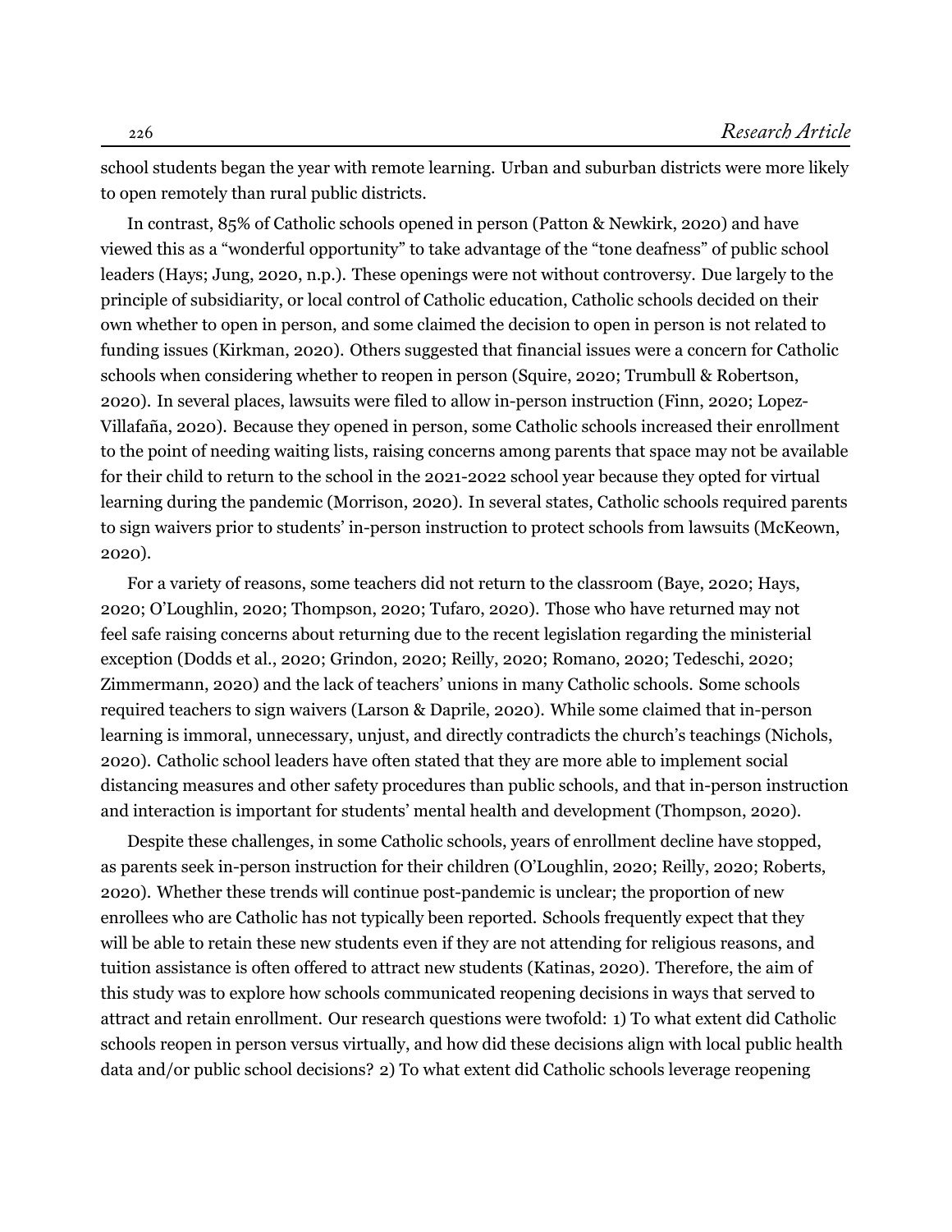school students began the year with remote learning. Urban and suburban districts were more likely to open remotely than rural public districts.

In contrast, 85% of Catholic schools opened in person (Patton & Newkirk, 2020) and have viewed this as a "wonderful opportunity" to take advantage of the "tone deafness" of public school leaders (Hays; Jung, 2020, n.p.). These openings were not without controversy. Due largely to the principle of subsidiarity, or local control of Catholic education, Catholic schools decided on their own whether to open in person, and some claimed the decision to open in person is not related to funding issues (Kirkman, 2020). Others suggested that financial issues were a concern for Catholic schools when considering whether to reopen in person (Squire, 2020; Trumbull & Robertson, 2020). In several places, lawsuits were filed to allow in-person instruction (Finn, 2020; Lopez-Villafaña, 2020). Because they opened in person, some Catholic schools increased their enrollment to the point of needing waiting lists, raising concerns among parents that space may not be available for their child to return to the school in the 2021-2022 school year because they opted for virtual learning during the pandemic (Morrison, 2020). In several states, Catholic schools required parents to sign waivers prior to students' in-person instruction to protect schools from lawsuits (McKeown, 2020).

For a variety of reasons, some teachers did not return to the classroom (Baye, 2020; Hays, 2020; O'Loughlin, 2020; Thompson, 2020; Tufaro, 2020). Those who have returned may not feel safe raising concerns about returning due to the recent legislation regarding the ministerial exception (Dodds et al., 2020; Grindon, 2020; Reilly, 2020; Romano, 2020; Tedeschi, 2020; Zimmermann, 2020) and the lack of teachers' unions in many Catholic schools. Some schools required teachers to sign waivers (Larson & Daprile, 2020). While some claimed that in-person learning is immoral, unnecessary, unjust, and directly contradicts the church's teachings (Nichols, 2020). Catholic school leaders have often stated that they are more able to implement social distancing measures and other safety procedures than public schools, and that in-person instruction and interaction is important for students' mental health and development (Thompson, 2020).

Despite these challenges, in some Catholic schools, years of enrollment decline have stopped, as parents seek in-person instruction for their children (O'Loughlin, 2020; Reilly, 2020; Roberts, 2020). Whether these trends will continue post-pandemic is unclear; the proportion of new enrollees who are Catholic has not typically been reported. Schools frequently expect that they will be able to retain these new students even if they are not attending for religious reasons, and tuition assistance is often offered to attract new students (Katinas, 2020). Therefore, the aim of this study was to explore how schools communicated reopening decisions in ways that served to attract and retain enrollment. Our research questions were twofold: 1) To what extent did Catholic schools reopen in person versus virtually, and how did these decisions align with local public health data and/or public school decisions? 2) To what extent did Catholic schools leverage reopening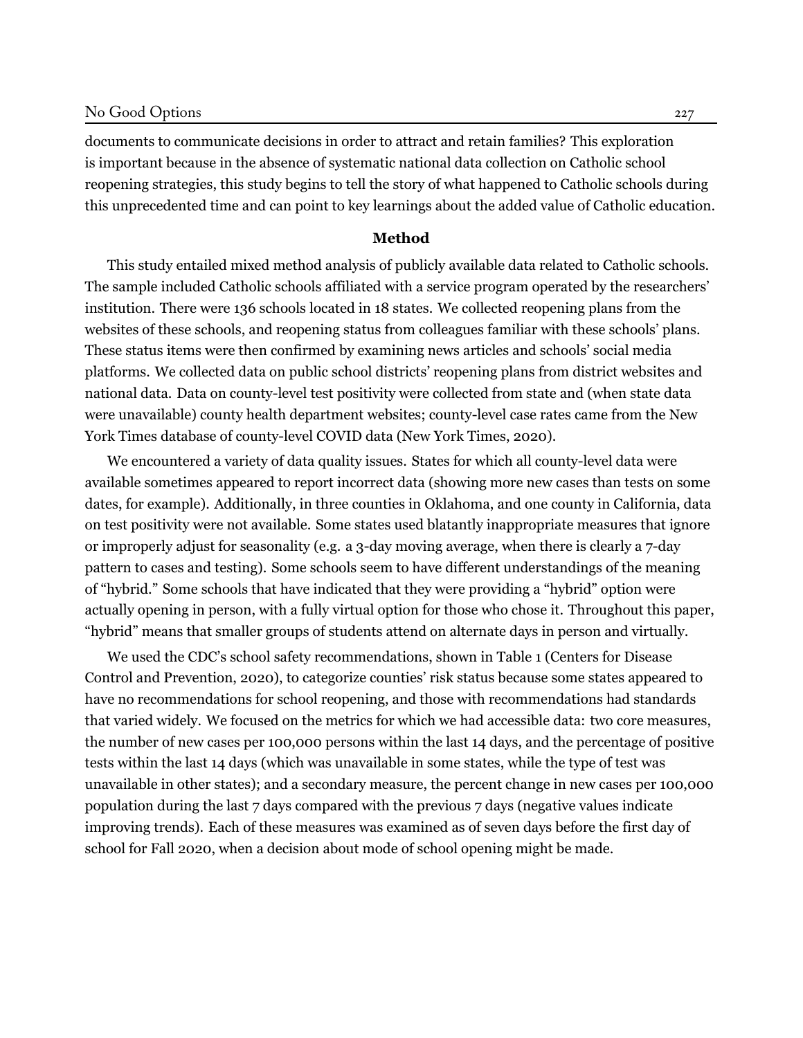documents to communicate decisions in order to attract and retain families? This exploration is important because in the absence of systematic national data collection on Catholic school reopening strategies, this study begins to tell the story of what happened to Catholic schools during this unprecedented time and can point to key learnings about the added value of Catholic education.

## Method

This study entailed mixed method analysis of publicly available data related to Catholic schools. The sample included Catholic schools affiliated with a service program operated by the researchers' institution. There were 136 schools located in 18 states. We collected reopening plans from the websites of these schools, and reopening status from colleagues familiar with these schools' plans. These status items were then confirmed by examining news articles and schools' social media platforms. We collected data on public school districts' reopening plans from district websites and national data. Data on county-level test positivity were collected from state and (when state data were unavailable) county health department websites; county-level case rates came from the New York Times database of county-level COVID data (New York Times, 2020).

We encountered a variety of data quality issues. States for which all county-level data were available sometimes appeared to report incorrect data (showing more new cases than tests on some dates, for example). Additionally, in three counties in Oklahoma, and one county in California, data on test positivity were not available. Some states used blatantly inappropriate measures that ignore or improperly adjust for seasonality (e.g. a 3-day moving average, when there is clearly a 7-day pattern to cases and testing). Some schools seem to have different understandings of the meaning of "hybrid." Some schools that have indicated that they were providing a "hybrid" option were actually opening in person, with a fully virtual option for those who chose it. Throughout this paper, "hybrid" means that smaller groups of students attend on alternate days in person and virtually.

We used the CDC's school safety recommendations, shown in Table 1 (Centers for Disease Control and Prevention, 2020), to categorize counties' risk status because some states appeared to have no recommendations for school reopening, and those with recommendations had standards that varied widely. We focused on the metrics for which we had accessible data: two core measures, the number of new cases per 100,000 persons within the last 14 days, and the percentage of positive tests within the last 14 days (which was unavailable in some states, while the type of test was unavailable in other states); and a secondary measure, the percent change in new cases per 100,000 population during the last 7 days compared with the previous 7 days (negative values indicate improving trends). Each of these measures was examined as of seven days before the first day of school for Fall 2020, when a decision about mode of school opening might be made.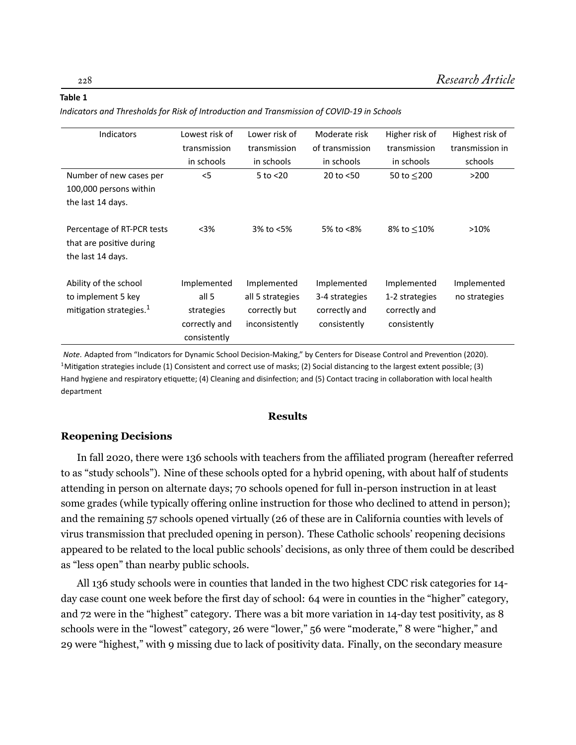**Table 1**

*Indicators and Thresholds for Risk of Introduction and Transmission of COVID-19 in Schools*

| Indicators | Lowest risk of transmission in schools | Lower risk of transmission in schools | Moderate risk of transmission in schools | Higher risk of transmission in schools | Highest risk of transmission in schools |
|---|---|---|---|---|---|
| Number of new cases per 100,000 persons within the last 14 days. | <5 | 5 to <20 | 20 to <50 | 50 to ≤200 | >200 |
| Percentage of RT-PCR tests that are positive during the last 14 days. | <3% | 3% to <5% | 5% to <8% | 8% to ≤10% | >10% |
| Ability of the school to implement 5 key mitigation strategies.[1] | Implemented all 5 strategies correctly and consistently | Implemented all 5 strategies correctly but inconsistently | Implemented 3-4 strategies correctly and consistently | Implemented 1-2 strategies correctly and consistently | Implemented no strategies |

*Note*. Adapted from "Indicators for Dynamic School Decision-Making," by Centers for Disease Control and Prevention (2020).
[1]Mitigation strategies include (1) Consistent and correct use of masks; (2) Social distancing to the largest extent possible; (3) Hand hygiene and respiratory etiquette; (4) Cleaning and disinfection; and (5) Contact tracing in collaboration with local health department

## Results

### Reopening Decisions

In fall 2020, there were 136 schools with teachers from the affiliated program (hereafter referred to as "study schools"). Nine of these schools opted for a hybrid opening, with about half of students attending in person on alternate days; 70 schools opened for full in-person instruction in at least some grades (while typically offering online instruction for those who declined to attend in person); and the remaining 57 schools opened virtually (26 of these are in California counties with levels of virus transmission that precluded opening in person). These Catholic schools' reopening decisions appeared to be related to the local public schools' decisions, as only three of them could be described as "less open" than nearby public schools.

All 136 study schools were in counties that landed in the two highest CDC risk categories for 14-day case count one week before the first day of school: 64 were in counties in the "higher" category, and 72 were in the "highest" category. There was a bit more variation in 14-day test positivity, as 8 schools were in the "lowest" category, 26 were "lower," 56 were "moderate," 8 were "higher," and 29 were "highest," with 9 missing due to lack of positivity data. Finally, on the secondary measure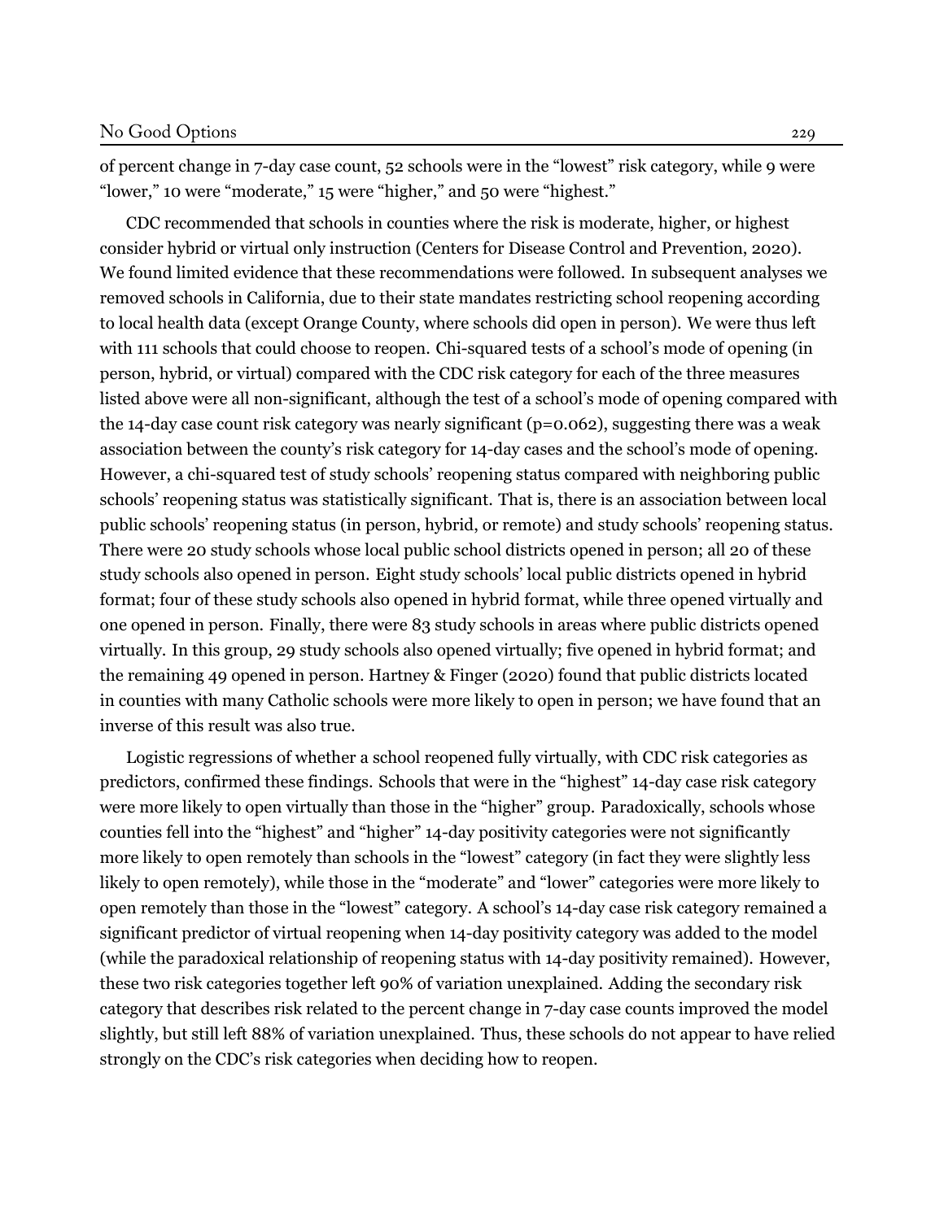of percent change in 7-day case count, 52 schools were in the "lowest" risk category, while 9 were "lower," 10 were "moderate," 15 were "higher," and 50 were "highest."

CDC recommended that schools in counties where the risk is moderate, higher, or highest consider hybrid or virtual only instruction (Centers for Disease Control and Prevention, 2020). We found limited evidence that these recommendations were followed. In subsequent analyses we removed schools in California, due to their state mandates restricting school reopening according to local health data (except Orange County, where schools did open in person). We were thus left with 111 schools that could choose to reopen. Chi-squared tests of a school's mode of opening (in person, hybrid, or virtual) compared with the CDC risk category for each of the three measures listed above were all non-significant, although the test of a school's mode of opening compared with the 14-day case count risk category was nearly significant ($p=0.062$), suggesting there was a weak association between the county's risk category for 14-day cases and the school's mode of opening. However, a chi-squared test of study schools' reopening status compared with neighboring public schools' reopening status was statistically significant. That is, there is an association between local public schools' reopening status (in person, hybrid, or remote) and study schools' reopening status. There were 20 study schools whose local public school districts opened in person; all 20 of these study schools also opened in person. Eight study schools' local public districts opened in hybrid format; four of these study schools also opened in hybrid format, while three opened virtually and one opened in person. Finally, there were 83 study schools in areas where public districts opened virtually. In this group, 29 study schools also opened virtually; five opened in hybrid format; and the remaining 49 opened in person. Hartney & Finger (2020) found that public districts located in counties with many Catholic schools were more likely to open in person; we have found that an inverse of this result was also true.

Logistic regressions of whether a school reopened fully virtually, with CDC risk categories as predictors, confirmed these findings. Schools that were in the "highest" 14-day case risk category were more likely to open virtually than those in the "higher" group. Paradoxically, schools whose counties fell into the "highest" and "higher" 14-day positivity categories were not significantly more likely to open remotely than schools in the "lowest" category (in fact they were slightly less likely to open remotely), while those in the "moderate" and "lower" categories were more likely to open remotely than those in the "lowest" category. A school's 14-day case risk category remained a significant predictor of virtual reopening when 14-day positivity category was added to the model (while the paradoxical relationship of reopening status with 14-day positivity remained). However, these two risk categories together left 90% of variation unexplained. Adding the secondary risk category that describes risk related to the percent change in 7-day case counts improved the model slightly, but still left 88% of variation unexplained. Thus, these schools do not appear to have relied strongly on the CDC's risk categories when deciding how to reopen.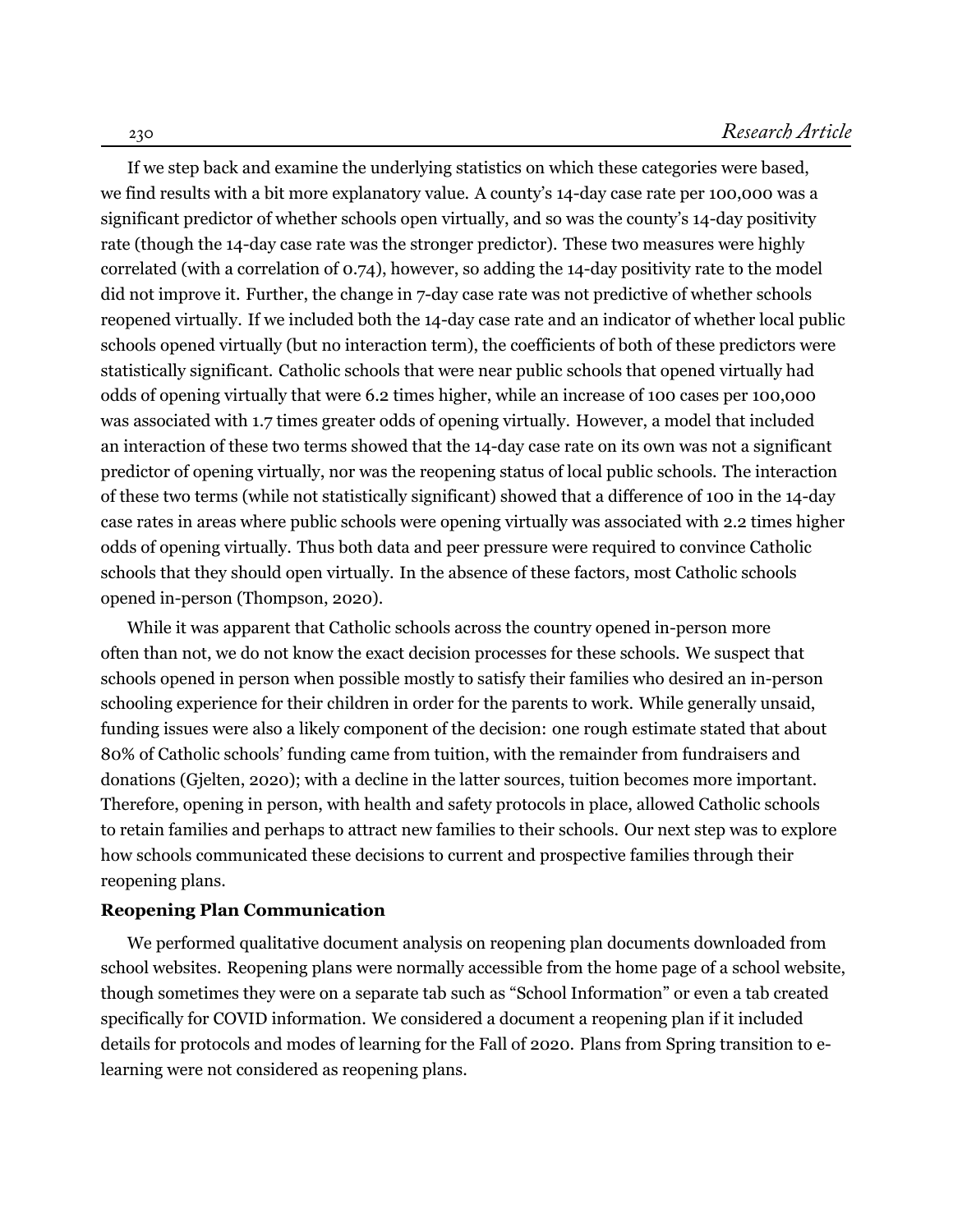If we step back and examine the underlying statistics on which these categories were based, we find results with a bit more explanatory value. A county's 14-day case rate per 100,000 was a significant predictor of whether schools open virtually, and so was the county's 14-day positivity rate (though the 14-day case rate was the stronger predictor). These two measures were highly correlated (with a correlation of 0.74), however, so adding the 14-day positivity rate to the model did not improve it. Further, the change in 7-day case rate was not predictive of whether schools reopened virtually. If we included both the 14-day case rate and an indicator of whether local public schools opened virtually (but no interaction term), the coefficients of both of these predictors were statistically significant. Catholic schools that were near public schools that opened virtually had odds of opening virtually that were 6.2 times higher, while an increase of 100 cases per 100,000 was associated with 1.7 times greater odds of opening virtually. However, a model that included an interaction of these two terms showed that the 14-day case rate on its own was not a significant predictor of opening virtually, nor was the reopening status of local public schools. The interaction of these two terms (while not statistically significant) showed that a difference of 100 in the 14-day case rates in areas where public schools were opening virtually was associated with 2.2 times higher odds of opening virtually. Thus both data and peer pressure were required to convince Catholic schools that they should open virtually. In the absence of these factors, most Catholic schools opened in-person (Thompson, 2020).

While it was apparent that Catholic schools across the country opened in-person more often than not, we do not know the exact decision processes for these schools. We suspect that schools opened in person when possible mostly to satisfy their families who desired an in-person schooling experience for their children in order for the parents to work. While generally unsaid, funding issues were also a likely component of the decision: one rough estimate stated that about 80% of Catholic schools' funding came from tuition, with the remainder from fundraisers and donations (Gjelten, 2020); with a decline in the latter sources, tuition becomes more important. Therefore, opening in person, with health and safety protocols in place, allowed Catholic schools to retain families and perhaps to attract new families to their schools. Our next step was to explore how schools communicated these decisions to current and prospective families through their reopening plans.

**Reopening Plan Communication**

We performed qualitative document analysis on reopening plan documents downloaded from school websites. Reopening plans were normally accessible from the home page of a school website, though sometimes they were on a separate tab such as "School Information" or even a tab created specifically for COVID information. We considered a document a reopening plan if it included details for protocols and modes of learning for the Fall of 2020. Plans from Spring transition to e-learning were not considered as reopening plans.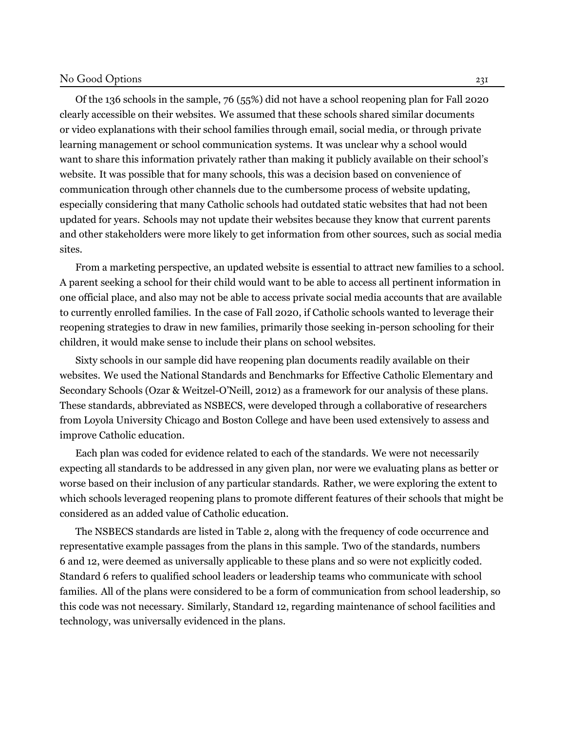Of the 136 schools in the sample, 76 (55%) did not have a school reopening plan for Fall 2020 clearly accessible on their websites. We assumed that these schools shared similar documents or video explanations with their school families through email, social media, or through private learning management or school communication systems. It was unclear why a school would want to share this information privately rather than making it publicly available on their school's website. It was possible that for many schools, this was a decision based on convenience of communication through other channels due to the cumbersome process of website updating, especially considering that many Catholic schools had outdated static websites that had not been updated for years. Schools may not update their websites because they know that current parents and other stakeholders were more likely to get information from other sources, such as social media sites.

From a marketing perspective, an updated website is essential to attract new families to a school. A parent seeking a school for their child would want to be able to access all pertinent information in one official place, and also may not be able to access private social media accounts that are available to currently enrolled families. In the case of Fall 2020, if Catholic schools wanted to leverage their reopening strategies to draw in new families, primarily those seeking in-person schooling for their children, it would make sense to include their plans on school websites.

Sixty schools in our sample did have reopening plan documents readily available on their websites. We used the National Standards and Benchmarks for Effective Catholic Elementary and Secondary Schools (Ozar & Weitzel-O'Neill, 2012) as a framework for our analysis of these plans. These standards, abbreviated as NSBECS, were developed through a collaborative of researchers from Loyola University Chicago and Boston College and have been used extensively to assess and improve Catholic education.

Each plan was coded for evidence related to each of the standards. We were not necessarily expecting all standards to be addressed in any given plan, nor were we evaluating plans as better or worse based on their inclusion of any particular standards. Rather, we were exploring the extent to which schools leveraged reopening plans to promote different features of their schools that might be considered as an added value of Catholic education.

The NSBECS standards are listed in Table 2, along with the frequency of code occurrence and representative example passages from the plans in this sample. Two of the standards, numbers 6 and 12, were deemed as universally applicable to these plans and so were not explicitly coded. Standard 6 refers to qualified school leaders or leadership teams who communicate with school families. All of the plans were considered to be a form of communication from school leadership, so this code was not necessary. Similarly, Standard 12, regarding maintenance of school facilities and technology, was universally evidenced in the plans.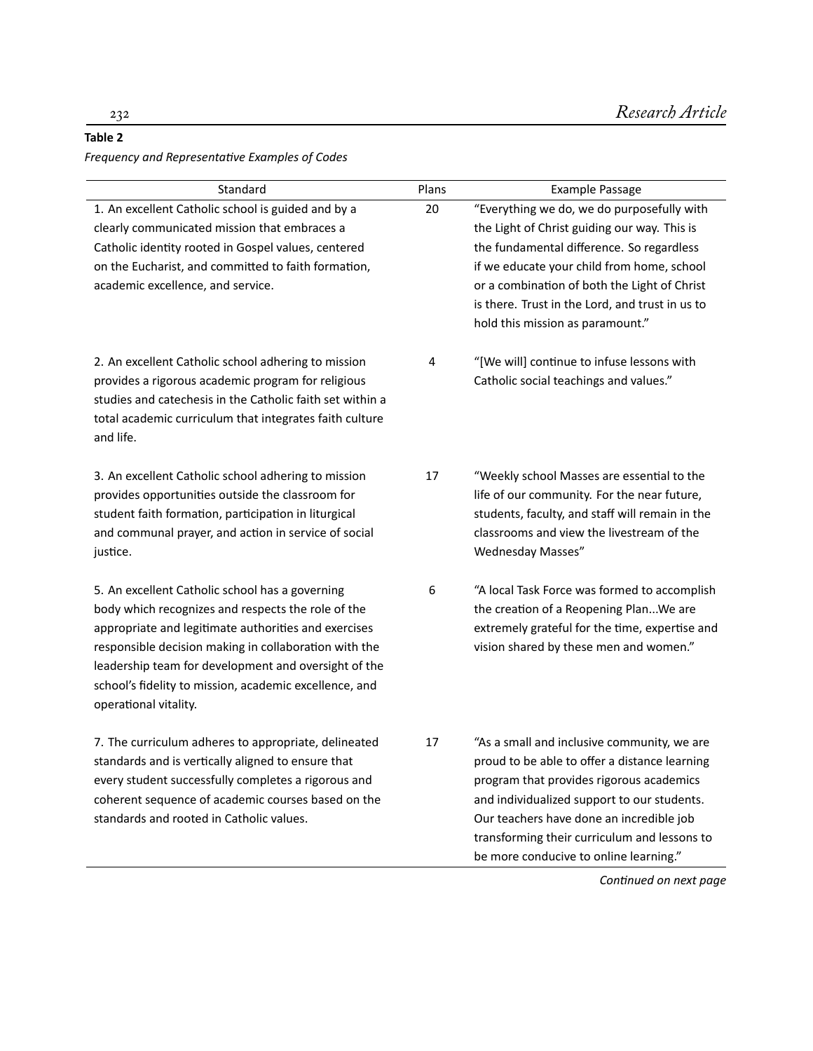**Table 2**

*Frequency and Representative Examples of Codes*

| Standard | Plans | Example Passage |
|---|---|---|
| 1. An excellent Catholic school is guided and by a clearly communicated mission that embraces a Catholic identity rooted in Gospel values, centered on the Eucharist, and committed to faith formation, academic excellence, and service. | 20 | "Everything we do, we do purposefully with the Light of Christ guiding our way. This is the fundamental difference. So regardless if we educate your child from home, school or a combination of both the Light of Christ is there. Trust in the Lord, and trust in us to hold this mission as paramount." |
| 2. An excellent Catholic school adhering to mission provides a rigorous academic program for religious studies and catechesis in the Catholic faith set within a total academic curriculum that integrates faith culture and life. | 4 | "[We will] continue to infuse lessons with Catholic social teachings and values." |
| 3. An excellent Catholic school adhering to mission provides opportunities outside the classroom for student faith formation, participation in liturgical and communal prayer, and action in service of social justice. | 17 | "Weekly school Masses are essential to the life of our community. For the near future, students, faculty, and staff will remain in the classrooms and view the livestream of the Wednesday Masses" |
| 5. An excellent Catholic school has a governing body which recognizes and respects the role of the appropriate and legitimate authorities and exercises responsible decision making in collaboration with the leadership team for development and oversight of the school's fidelity to mission, academic excellence, and operational vitality. | 6 | "A local Task Force was formed to accomplish the creation of a Reopening Plan...We are extremely grateful for the time, expertise and vision shared by these men and women." |
| 7. The curriculum adheres to appropriate, delineated standards and is vertically aligned to ensure that every student successfully completes a rigorous and coherent sequence of academic courses based on the standards and rooted in Catholic values. | 17 | "As a small and inclusive community, we are proud to be able to offer a distance learning program that provides rigorous academics and individualized support to our students. Our teachers have done an incredible job transforming their curriculum and lessons to be more conducive to online learning." |

*Continued on next page*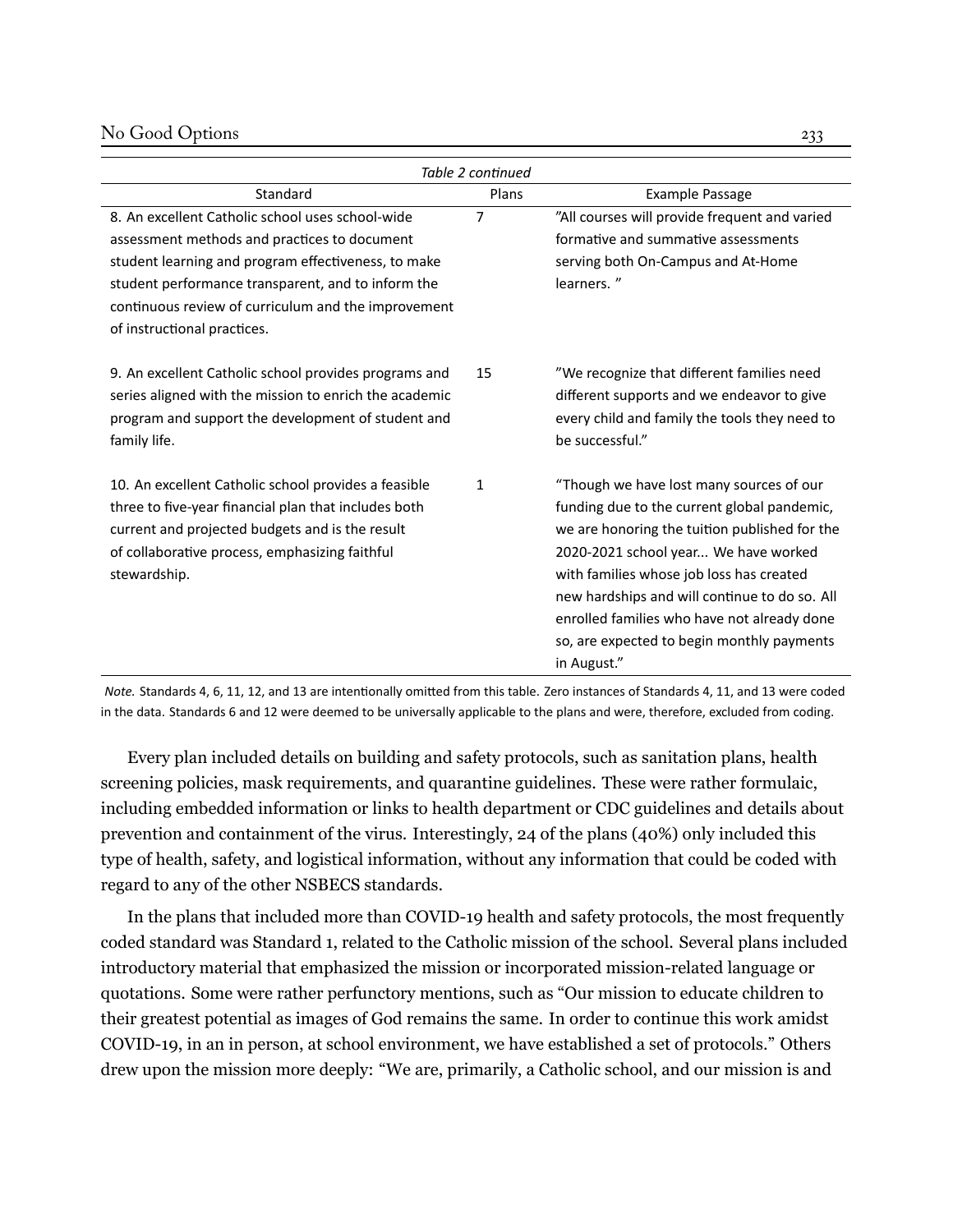*Table 2 continued*

| Standard | Plans | Example Passage |
|---|---|---|
| 8. An excellent Catholic school uses school-wide assessment methods and practices to document student learning and program effectiveness, to make student performance transparent, and to inform the continuous review of curriculum and the improvement of instructional practices. | 7 | "All courses will provide frequent and varied formative and summative assessments serving both On-Campus and At-Home learners. " |
| 9. An excellent Catholic school provides programs and series aligned with the mission to enrich the academic program and support the development of student and family life. | 15 | "We recognize that different families need different supports and we endeavor to give every child and family the tools they need to be successful." |
| 10. An excellent Catholic school provides a feasible three to five-year financial plan that includes both current and projected budgets and is the result of collaborative process, emphasizing faithful stewardship. | 1 | "Though we have lost many sources of our funding due to the current global pandemic, we are honoring the tuition published for the 2020-2021 school year... We have worked with families whose job loss has created new hardships and will continue to do so. All enrolled families who have not already done so, are expected to begin monthly payments in August." |

*Note.* Standards 4, 6, 11, 12, and 13 are intentionally omitted from this table. Zero instances of Standards 4, 11, and 13 were coded in the data. Standards 6 and 12 were deemed to be universally applicable to the plans and were, therefore, excluded from coding.

Every plan included details on building and safety protocols, such as sanitation plans, health screening policies, mask requirements, and quarantine guidelines. These were rather formulaic, including embedded information or links to health department or CDC guidelines and details about prevention and containment of the virus. Interestingly, 24 of the plans (40%) only included this type of health, safety, and logistical information, without any information that could be coded with regard to any of the other NSBECS standards.

In the plans that included more than COVID-19 health and safety protocols, the most frequently coded standard was Standard 1, related to the Catholic mission of the school. Several plans included introductory material that emphasized the mission or incorporated mission-related language or quotations. Some were rather perfunctory mentions, such as "Our mission to educate children to their greatest potential as images of God remains the same. In order to continue this work amidst COVID-19, in an in person, at school environment, we have established a set of protocols." Others drew upon the mission more deeply: "We are, primarily, a Catholic school, and our mission is and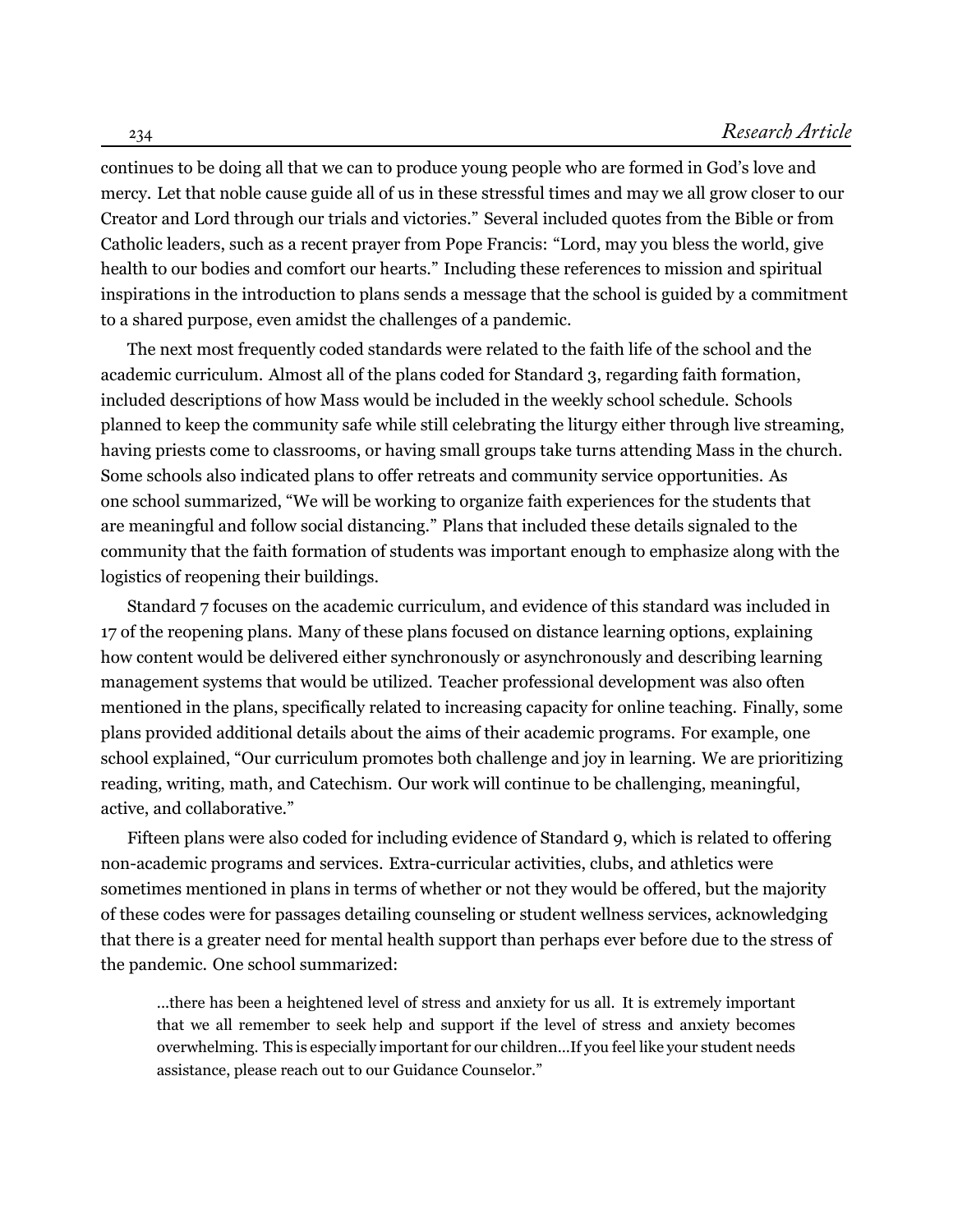continues to be doing all that we can to produce young people who are formed in God's love and mercy. Let that noble cause guide all of us in these stressful times and may we all grow closer to our Creator and Lord through our trials and victories." Several included quotes from the Bible or from Catholic leaders, such as a recent prayer from Pope Francis: "Lord, may you bless the world, give health to our bodies and comfort our hearts." Including these references to mission and spiritual inspirations in the introduction to plans sends a message that the school is guided by a commitment to a shared purpose, even amidst the challenges of a pandemic.

The next most frequently coded standards were related to the faith life of the school and the academic curriculum. Almost all of the plans coded for Standard 3, regarding faith formation, included descriptions of how Mass would be included in the weekly school schedule. Schools planned to keep the community safe while still celebrating the liturgy either through live streaming, having priests come to classrooms, or having small groups take turns attending Mass in the church. Some schools also indicated plans to offer retreats and community service opportunities. As one school summarized, "We will be working to organize faith experiences for the students that are meaningful and follow social distancing." Plans that included these details signaled to the community that the faith formation of students was important enough to emphasize along with the logistics of reopening their buildings.

Standard 7 focuses on the academic curriculum, and evidence of this standard was included in 17 of the reopening plans. Many of these plans focused on distance learning options, explaining how content would be delivered either synchronously or asynchronously and describing learning management systems that would be utilized. Teacher professional development was also often mentioned in the plans, specifically related to increasing capacity for online teaching. Finally, some plans provided additional details about the aims of their academic programs. For example, one school explained, "Our curriculum promotes both challenge and joy in learning. We are prioritizing reading, writing, math, and Catechism. Our work will continue to be challenging, meaningful, active, and collaborative."

Fifteen plans were also coded for including evidence of Standard 9, which is related to offering non-academic programs and services. Extra-curricular activities, clubs, and athletics were sometimes mentioned in plans in terms of whether or not they would be offered, but the majority of these codes were for passages detailing counseling or student wellness services, acknowledging that there is a greater need for mental health support than perhaps ever before due to the stress of the pandemic. One school summarized:

> ...there has been a heightened level of stress and anxiety for us all. It is extremely important that we all remember to seek help and support if the level of stress and anxiety becomes overwhelming. This is especially important for our children...If you feel like your student needs assistance, please reach out to our Guidance Counselor."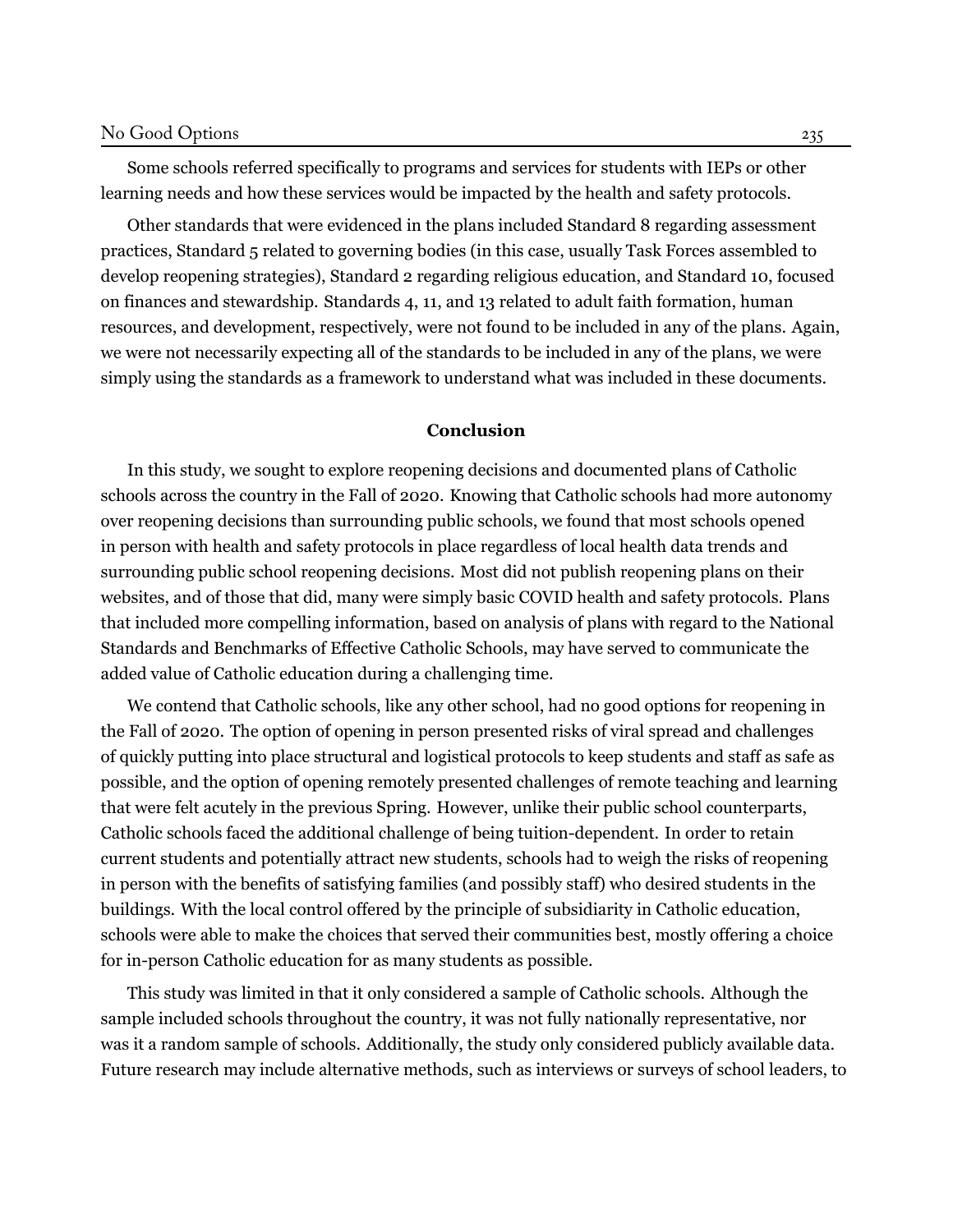Some schools referred specifically to programs and services for students with IEPs or other learning needs and how these services would be impacted by the health and safety protocols.

Other standards that were evidenced in the plans included Standard 8 regarding assessment practices, Standard 5 related to governing bodies (in this case, usually Task Forces assembled to develop reopening strategies), Standard 2 regarding religious education, and Standard 10, focused on finances and stewardship. Standards 4, 11, and 13 related to adult faith formation, human resources, and development, respectively, were not found to be included in any of the plans. Again, we were not necessarily expecting all of the standards to be included in any of the plans, we were simply using the standards as a framework to understand what was included in these documents.

## Conclusion

In this study, we sought to explore reopening decisions and documented plans of Catholic schools across the country in the Fall of 2020. Knowing that Catholic schools had more autonomy over reopening decisions than surrounding public schools, we found that most schools opened in person with health and safety protocols in place regardless of local health data trends and surrounding public school reopening decisions. Most did not publish reopening plans on their websites, and of those that did, many were simply basic COVID health and safety protocols. Plans that included more compelling information, based on analysis of plans with regard to the National Standards and Benchmarks of Effective Catholic Schools, may have served to communicate the added value of Catholic education during a challenging time.

We contend that Catholic schools, like any other school, had no good options for reopening in the Fall of 2020. The option of opening in person presented risks of viral spread and challenges of quickly putting into place structural and logistical protocols to keep students and staff as safe as possible, and the option of opening remotely presented challenges of remote teaching and learning that were felt acutely in the previous Spring. However, unlike their public school counterparts, Catholic schools faced the additional challenge of being tuition-dependent. In order to retain current students and potentially attract new students, schools had to weigh the risks of reopening in person with the benefits of satisfying families (and possibly staff) who desired students in the buildings. With the local control offered by the principle of subsidiarity in Catholic education, schools were able to make the choices that served their communities best, mostly offering a choice for in-person Catholic education for as many students as possible.

This study was limited in that it only considered a sample of Catholic schools. Although the sample included schools throughout the country, it was not fully nationally representative, nor was it a random sample of schools. Additionally, the study only considered publicly available data. Future research may include alternative methods, such as interviews or surveys of school leaders, to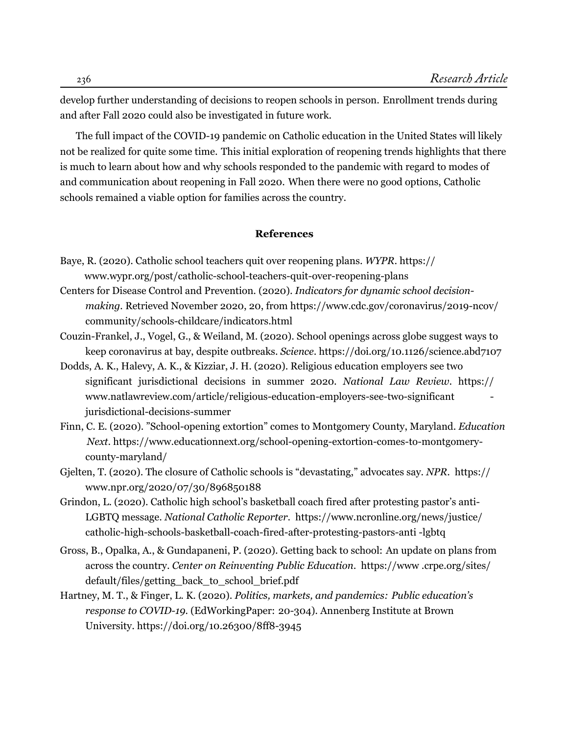develop further understanding of decisions to reopen schools in person. Enrollment trends during and after Fall 2020 could also be investigated in future work.

The full impact of the COVID-19 pandemic on Catholic education in the United States will likely not be realized for quite some time. This initial exploration of reopening trends highlights that there is much to learn about how and why schools responded to the pandemic with regard to modes of and communication about reopening in Fall 2020. When there were no good options, Catholic schools remained a viable option for families across the country.

## References

Baye, R. (2020). Catholic school teachers quit over reopening plans. *WYPR*. https://www.wypr.org/post/catholic-school-teachers-quit-over-reopening-plans

Centers for Disease Control and Prevention. (2020). *Indicators for dynamic school decision-making*. Retrieved November 2020, 20, from https://www.cdc.gov/coronavirus/2019-ncov/community/schools-childcare/indicators.html

Couzin-Frankel, J., Vogel, G., & Weiland, M. (2020). School openings across globe suggest ways to keep coronavirus at bay, despite outbreaks. *Science*. https://doi.org/10.1126/science.abd7107

Dodds, A. K., Halevy, A. K., & Kizziar, J. H. (2020). Religious education employers see two significant jurisdictional decisions in summer 2020. *National Law Review*. https://www.natlawreview.com/article/religious-education-employers-see-two-significant-jurisdictional-decisions-summer

Finn, C. E. (2020). "School-opening extortion" comes to Montgomery County, Maryland. *Education Next*. https://www.educationnext.org/school-opening-extortion-comes-to-montgomery-county-maryland/

Gjelten, T. (2020). The closure of Catholic schools is "devastating," advocates say. *NPR*. https://www.npr.org/2020/07/30/896850188

Grindon, L. (2020). Catholic high school's basketball coach fired after protesting pastor's anti-LGBTQ message. *National Catholic Reporter*. https://www.ncronline.org/news/justice/catholic-high-schools-basketball-coach-fired-after-protesting-pastors-anti -lgbtq

Gross, B., Opalka, A., & Gundapaneni, P. (2020). Getting back to school: An update on plans from across the country. *Center on Reinventing Public Education*. https://www .crpe.org/sites/default/files/getting_back_to_school_brief.pdf

Hartney, M. T., & Finger, L. K. (2020). *Politics, markets, and pandemics: Public education's response to COVID-19*. (EdWorkingPaper: 20-304). Annenberg Institute at Brown University. https://doi.org/10.26300/8ff8-3945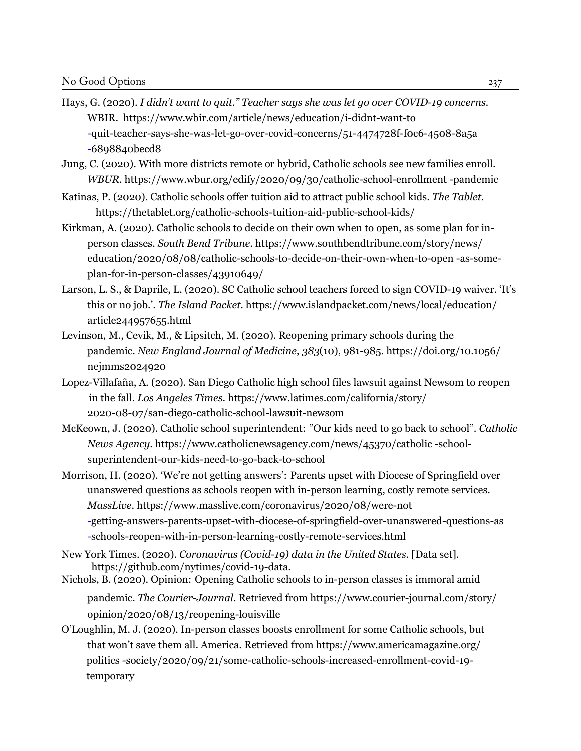Hays, G. (2020). *I didn't want to quit." Teacher says she was let go over COVID-19 concerns.* WBIR. https://www.wbir.com/article/news/education/i-didnt-want-to-quit-teacher-says-she-was-let-go-over-covid-concerns/51-4474728f-f0c6-4508-8a5a-6898840becd8

Jung, C. (2020). With more districts remote or hybrid, Catholic schools see new families enroll. *WBUR*. https://www.wbur.org/edify/2020/09/30/catholic-school-enrollment -pandemic

Katinas, P. (2020). Catholic schools offer tuition aid to attract public school kids. *The Tablet*. https://thetablet.org/catholic-schools-tuition-aid-public-school-kids/

Kirkman, A. (2020). Catholic schools to decide on their own when to open, as some plan for in-person classes. *South Bend Tribune*. https://www.southbendtribune.com/story/news/education/2020/08/08/catholic-schools-to-decide-on-their-own-when-to-open -as-some-plan-for-in-person-classes/43910649/

Larson, L. S., & Daprile, L. (2020). SC Catholic school teachers forced to sign COVID-19 waiver. 'It's this or no job.'. *The Island Packet*. https://www.islandpacket.com/news/local/education/article244957655.html

Levinson, M., Cevik, M., & Lipsitch, M. (2020). Reopening primary schools during the pandemic. *New England Journal of Medicine*, *383*(10), 981-985. https://doi.org/10.1056/nejmms2024920

Lopez-Villafaña, A. (2020). San Diego Catholic high school files lawsuit against Newsom to reopen in the fall. *Los Angeles Times*. https://www.latimes.com/california/story/2020-08-07/san-diego-catholic-school-lawsuit-newsom

McKeown, J. (2020). Catholic school superintendent: "Our kids need to go back to school". *Catholic News Agency*. https://www.catholicnewsagency.com/news/45370/catholic -school-superintendent-our-kids-need-to-go-back-to-school

Morrison, H. (2020). 'We're not getting answers': Parents upset with Diocese of Springfield over unanswered questions as schools reopen with in-person learning, costly remote services. *MassLive*. https://www.masslive.com/coronavirus/2020/08/were-not-getting-answers-parents-upset-with-diocese-of-springfield-over-unanswered-questions-as-schools-reopen-with-in-person-learning-costly-remote-services.html

New York Times. (2020). *Coronavirus (Covid-19) data in the United States.* [Data set]. https://github.com/nytimes/covid-19-data.

Nichols, B. (2020). Opinion: Opening Catholic schools to in-person classes is immoral amid pandemic. *The Courier-Journal*. Retrieved from https://www.courier-journal.com/story/opinion/2020/08/13/reopening-louisville

O'Loughlin, M. J. (2020). In-person classes boosts enrollment for some Catholic schools, but that won't save them all. America. Retrieved from https://www.americamagazine.org/politics -society/2020/09/21/some-catholic-schools-increased-enrollment-covid-19-temporary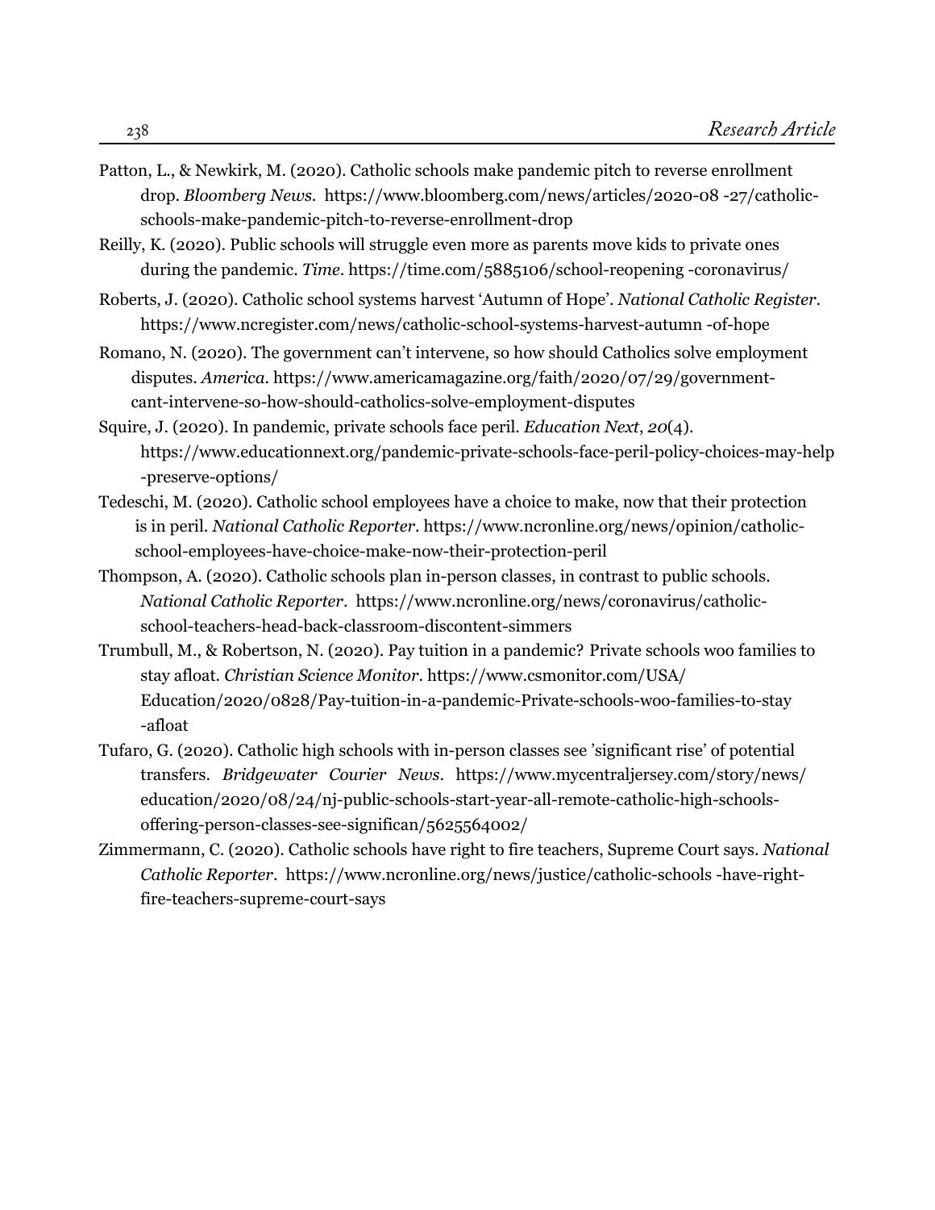Patton, L., & Newkirk, M. (2020). Catholic schools make pandemic pitch to reverse enrollment drop. *Bloomberg News*. https://www.bloomberg.com/news/articles/2020-08 -27/catholic-schools-make-pandemic-pitch-to-reverse-enrollment-drop

Reilly, K. (2020). Public schools will struggle even more as parents move kids to private ones during the pandemic. *Time*. https://time.com/5885106/school-reopening -coronavirus/

Roberts, J. (2020). Catholic school systems harvest 'Autumn of Hope'. *National Catholic Register*. https://www.ncregister.com/news/catholic-school-systems-harvest-autumn -of-hope

Romano, N. (2020). The government can't intervene, so how should Catholics solve employment disputes. *America*. https://www.americamagazine.org/faith/2020/07/29/government-cant-intervene-so-how-should-catholics-solve-employment-disputes

Squire, J. (2020). In pandemic, private schools face peril. *Education Next*, *20*(4). https://www.educationnext.org/pandemic-private-schools-face-peril-policy-choices-may-help -preserve-options/

Tedeschi, M. (2020). Catholic school employees have a choice to make, now that their protection is in peril. *National Catholic Reporter*. https://www.ncronline.org/news/opinion/catholic-school-employees-have-choice-make-now-their-protection-peril

Thompson, A. (2020). Catholic schools plan in-person classes, in contrast to public schools. *National Catholic Reporter*. https://www.ncronline.org/news/coronavirus/catholic-school-teachers-head-back-classroom-discontent-simmers

Trumbull, M., & Robertson, N. (2020). Pay tuition in a pandemic? Private schools woo families to stay afloat. *Christian Science Monitor*. https://www.csmonitor.com/USA/Education/2020/0828/Pay-tuition-in-a-pandemic-Private-schools-woo-families-to-stay -afloat

Tufaro, G. (2020). Catholic high schools with in-person classes see 'significant rise' of potential transfers. *Bridgewater Courier News*. https://www.mycentraljersey.com/story/news/education/2020/08/24/nj-public-schools-start-year-all-remote-catholic-high-schools-offering-person-classes-see-significan/5625564002/

Zimmermann, C. (2020). Catholic schools have right to fire teachers, Supreme Court says. *National Catholic Reporter*. https://www.ncronline.org/news/justice/catholic-schools -have-right-fire-teachers-supreme-court-says